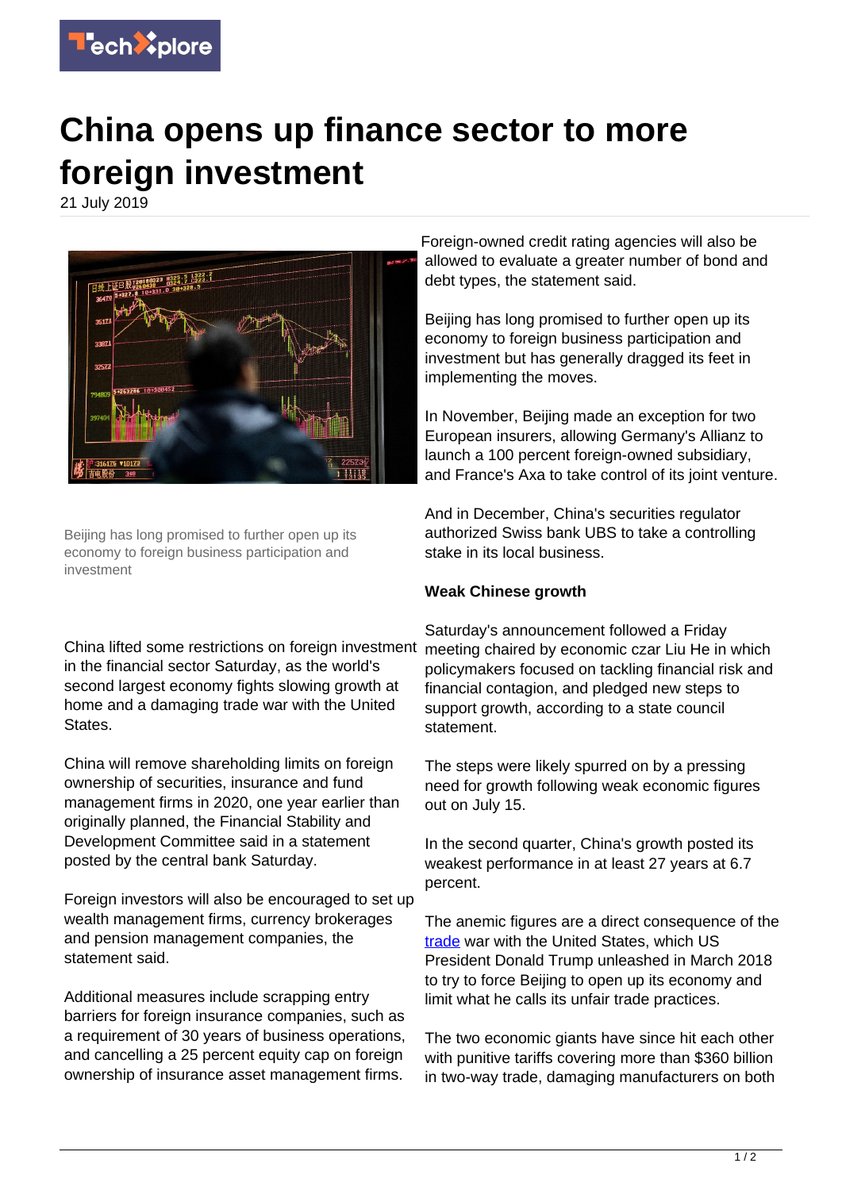# China opens up finance sector to more foreign investment

21 July 2019

Beijing has long promised to further open up its economy to foreign business participation and investment

China lifted some restrictions on foreign investment in the financial sector Saturday, as the world's second largest economy fights slowing growth at home and a damaging trade war with the United States.

China will remove shareholding limits on foreign ownership of securities, insurance and fund management firms in 2020, one year earlier than originally planned, the Financial Stability and Development Committee said in a statement posted by the central bank Saturday.

Foreign investors will also be encouraged to set up wealth management firms, currency brokerages and pension management companies, the statement said.

Additional measures include scrapping entry barriers for foreign insurance companies, such as a requirement of 30 years of business operations, and cancelling a 25 percent equity cap on foreign ownership of insurance asset management firms.

Foreign-owned credit rating agencies will also be allowed to evaluate a greater number of bond and debt types, the statement said.

Beijing has long promised to further open up its economy to foreign business participation and investment but has generally dragged its feet in implementing the moves.

In November, Beijing made an exception for two European insurers, allowing Germany's Allianz to launch a 100 percent foreign-owned subsidiary, and France's Axa to take control of its joint venture.

And in December, China's securities regulator authorized Swiss bank UBS to take a controlling stake in its local business.

**Weak Chinese growth**

Saturday's announcement followed a Friday meeting chaired by economic czar Liu He in which policymakers focused on tackling financial risk and financial contagion, and pledged new steps to support growth, according to a state council statement.

The steps were likely spurred on by a pressing need for growth following weak economic figures out on July 15.

In the second quarter, China's growth posted its weakest performance in at least 27 years at 6.7 percent.

The anemic figures are a direct consequence of the trade war with the United States, which US President Donald Trump unleashed in March 2018 to try to force Beijing to open up its economy and limit what he calls its unfair trade practices.

The two economic giants have since hit each other with punitive tariffs covering more than $360 billion in two-way trade, damaging manufacturers on both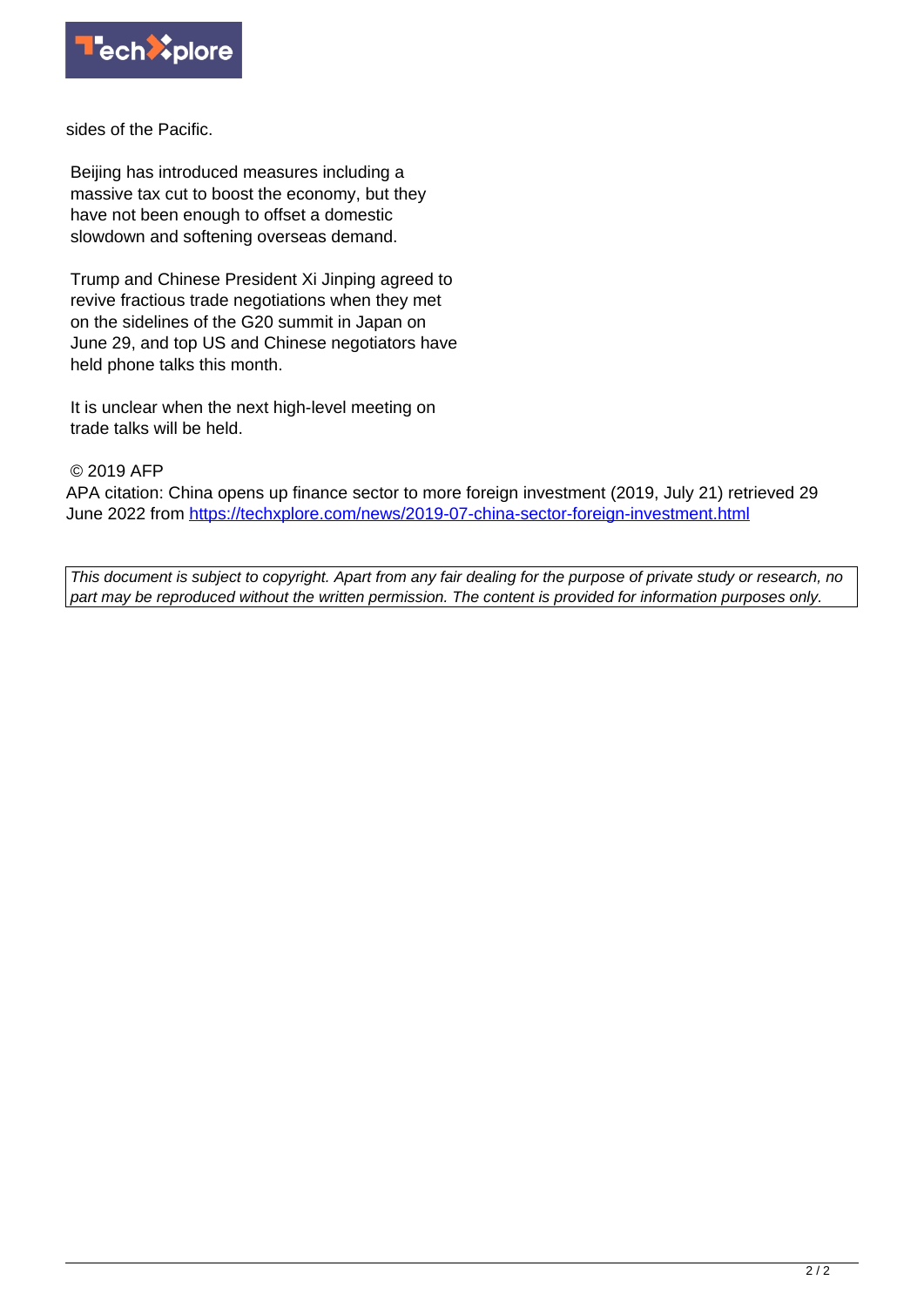sides of the Pacific.

Beijing has introduced measures including a massive tax cut to boost the economy, but they have not been enough to offset a domestic slowdown and softening overseas demand.

Trump and Chinese President Xi Jinping agreed to revive fractious trade negotiations when they met on the sidelines of the G20 summit in Japan on June 29, and top US and Chinese negotiators have held phone talks this month.

It is unclear when the next high-level meeting on trade talks will be held.

© 2019 AFP

APA citation: China opens up finance sector to more foreign investment (2019, July 21) retrieved 29 June 2022 from https://techxplore.com/news/2019-07-china-sector-foreign-investment.html

*This document is subject to copyright. Apart from any fair dealing for the purpose of private study or research, no part may be reproduced without the written permission. The content is provided for information purposes only.*